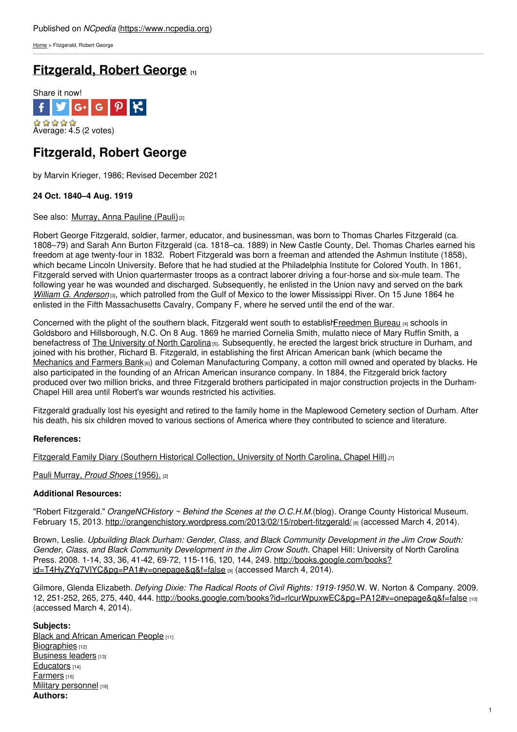Published on *NCpedia* (https://www.ncpedia.org)

Home > Fitzgerald, Robert George

# Fitzgerald, Robert George [1]

Share it now!

Average: 4.5 (2 votes)

## Fitzgerald, Robert George

by Marvin Krieger, 1986; Revised December 2021

**24 Oct. 1840–4 Aug. 1919**

See also: Murray, Anna Pauline (Pauli) [2]

Robert George Fitzgerald, soldier, farmer, educator, and businessman, was born to Thomas Charles Fitzgerald (ca. 1808–79) and Sarah Ann Burton Fitzgerald (ca. 1818–ca. 1889) in New Castle County, Del. Thomas Charles earned his freedom at age twenty-four in 1832. Robert Fitzgerald was born a freeman and attended the Ashmun Institute (1858), which became Lincoln University. Before that he had studied at the Philadelphia Institute for Colored Youth. In 1861, Fitzgerald served with Union quartermaster troops as a contract laborer driving a four-horse and six-mule team. The following year he was wounded and discharged. Subsequently, he enlisted in the Union navy and served on the bark *William G. Anderson* [3], which patrolled from the Gulf of Mexico to the lower Mississippi River. On 15 June 1864 he enlisted in the Fifth Massachusetts Cavalry, Company F, where he served until the end of the war.

Concerned with the plight of the southern black, Fitzgerald went south to establish Freedmen Bureau [4] schools in Goldsboro and Hillsborough, N.C. On 8 Aug. 1869 he married Cornelia Smith, mulatto niece of Mary Ruffin Smith, a benefactress of The University of North Carolina [5]. Subsequently, he erected the largest brick structure in Durham, and joined with his brother, Richard B. Fitzgerald, in establishing the first African American bank (which became the Mechanics and Farmers Bank [6]) and Coleman Manufacturing Company, a cotton mill owned and operated by blacks. He also participated in the founding of an African American insurance company. In 1884, the Fitzgerald brick factory produced over two million bricks, and three Fitzgerald brothers participated in major construction projects in the Durham-Chapel Hill area until Robert's war wounds restricted his activities.

Fitzgerald gradually lost his eyesight and retired to the family home in the Maplewood Cemetery section of Durham. After his death, his six children moved to various sections of America where they contributed to science and literature.

**References:**

Fitzgerald Family Diary (Southern Historical Collection, University of North Carolina, Chapel Hill). [7]

Pauli Murray, *Proud Shoes* (1956). [2]

**Additional Resources:**

"Robert Fitzgerald." *OrangeNCHistory ~ Behind the Scenes at the O.C.H.M.*(blog). Orange County Historical Museum. February 15, 2013. http://orangenchistory.wordpress.com/2013/02/15/robert-fitzgerald/ [8] (accessed March 4, 2014).

Brown, Leslie. *Upbuilding Black Durham: Gender, Class, and Black Community Development in the Jim Crow South: Gender, Class, and Black Community Development in the Jim Crow South.* Chapel Hill: University of North Carolina Press. 2008. 1-14, 33, 36, 41-42, 69-72, 115-116, 120, 144, 249. http://books.google.com/books?id=T4HyZYq7VIYC&pg=PA1#v=onepage&q&f=false [9] (accessed March 4, 2014).

Gilmore, Glenda Elizabeth. *Defying Dixie: The Radical Roots of Civil Rights: 1919-1950.*W. W. Norton & Company. 2009. 12, 251-252, 265, 275, 440, 444. http://books.google.com/books?id=rlcurWpuxwEC&pg=PA12#v=onepage&q&f=false [10] (accessed March 4, 2014).

**Subjects:**
Black and African American People [11]
Biographies [12]
Business leaders [13]
Educators [14]
Farmers [15]
Military personnel [16]
**Authors:**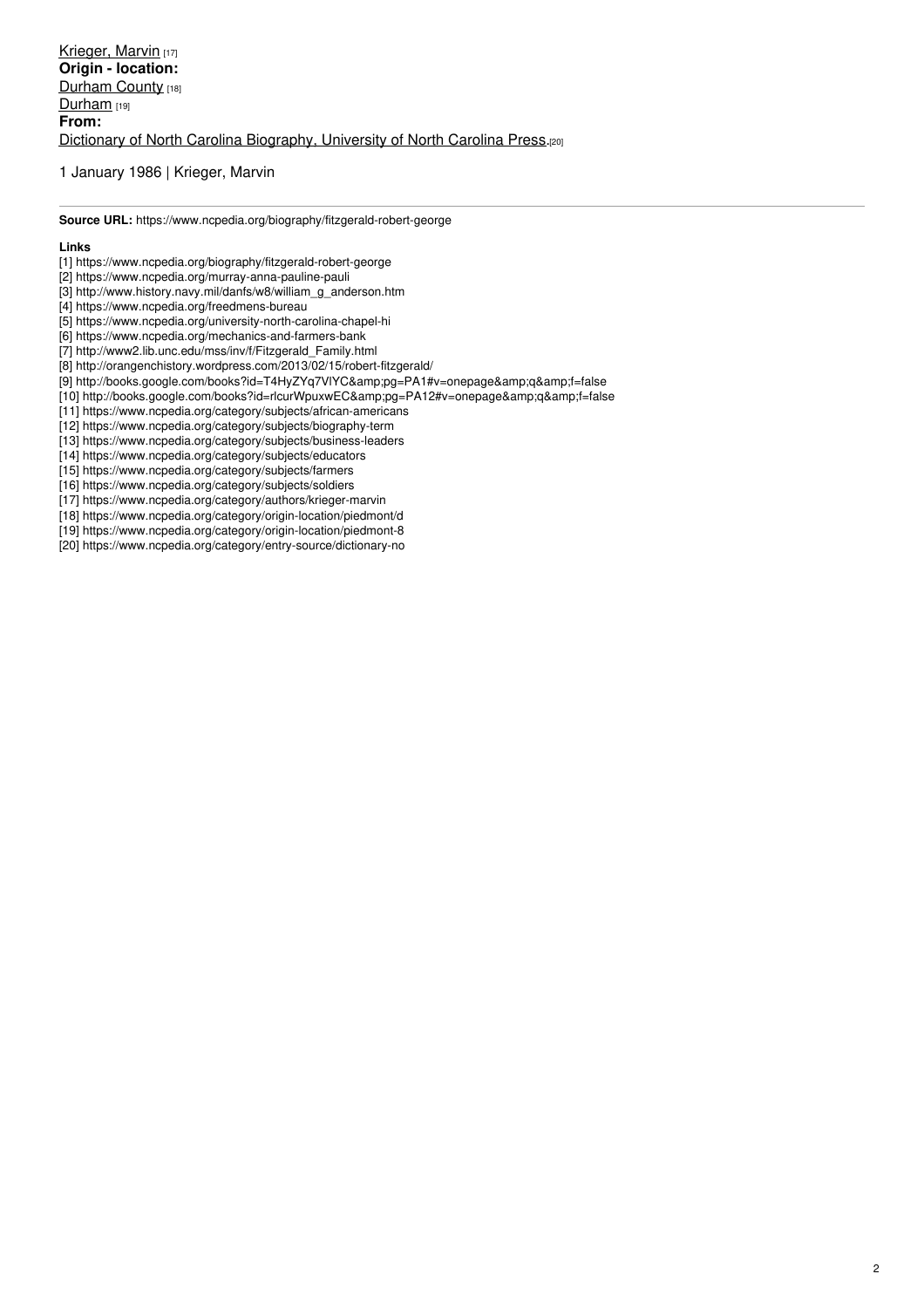Krieger, Marvin [17]
**Origin - location:**
Durham County [18]
Durham [19]
**From:**
Dictionary of North Carolina Biography, University of North Carolina Press.[20]

1 January 1986 | Krieger, Marvin

---

**Source URL:** https://www.ncpedia.org/biography/fitzgerald-robert-george

**Links**

[1] https://www.ncpedia.org/biography/fitzgerald-robert-george
[2] https://www.ncpedia.org/murray-anna-pauline-pauli
[3] http://www.history.navy.mil/danfs/w8/william_g_anderson.htm
[4] https://www.ncpedia.org/freedmens-bureau
[5] https://www.ncpedia.org/university-north-carolina-chapel-hi
[6] https://www.ncpedia.org/mechanics-and-farmers-bank
[7] http://www2.lib.unc.edu/mss/inv/f/Fitzgerald_Family.html
[8] http://orangenchistory.wordpress.com/2013/02/15/robert-fitzgerald/
[9] http://books.google.com/books?id=T4HyZYq7VlYC&amp;pg=PA1#v=onepage&amp;q&amp;f=false
[10] http://books.google.com/books?id=rlcurWpuxwEC&amp;pg=PA12#v=onepage&amp;q&amp;f=false
[11] https://www.ncpedia.org/category/subjects/african-americans
[12] https://www.ncpedia.org/category/subjects/biography-term
[13] https://www.ncpedia.org/category/subjects/business-leaders
[14] https://www.ncpedia.org/category/subjects/educators
[15] https://www.ncpedia.org/category/subjects/farmers
[16] https://www.ncpedia.org/category/subjects/soldiers
[17] https://www.ncpedia.org/category/authors/krieger-marvin
[18] https://www.ncpedia.org/category/origin-location/piedmont/d
[19] https://www.ncpedia.org/category/origin-location/piedmont-8
[20] https://www.ncpedia.org/category/entry-source/dictionary-no